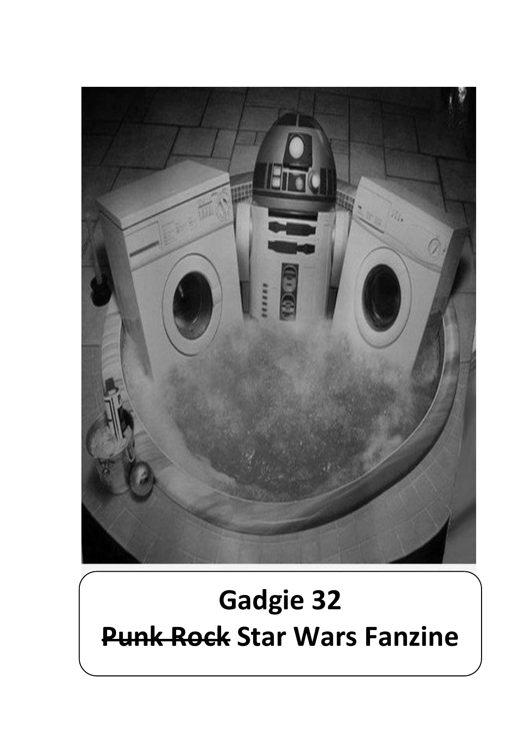# Gadgie 32

## ~~Punk Rock~~ Star Wars Fanzine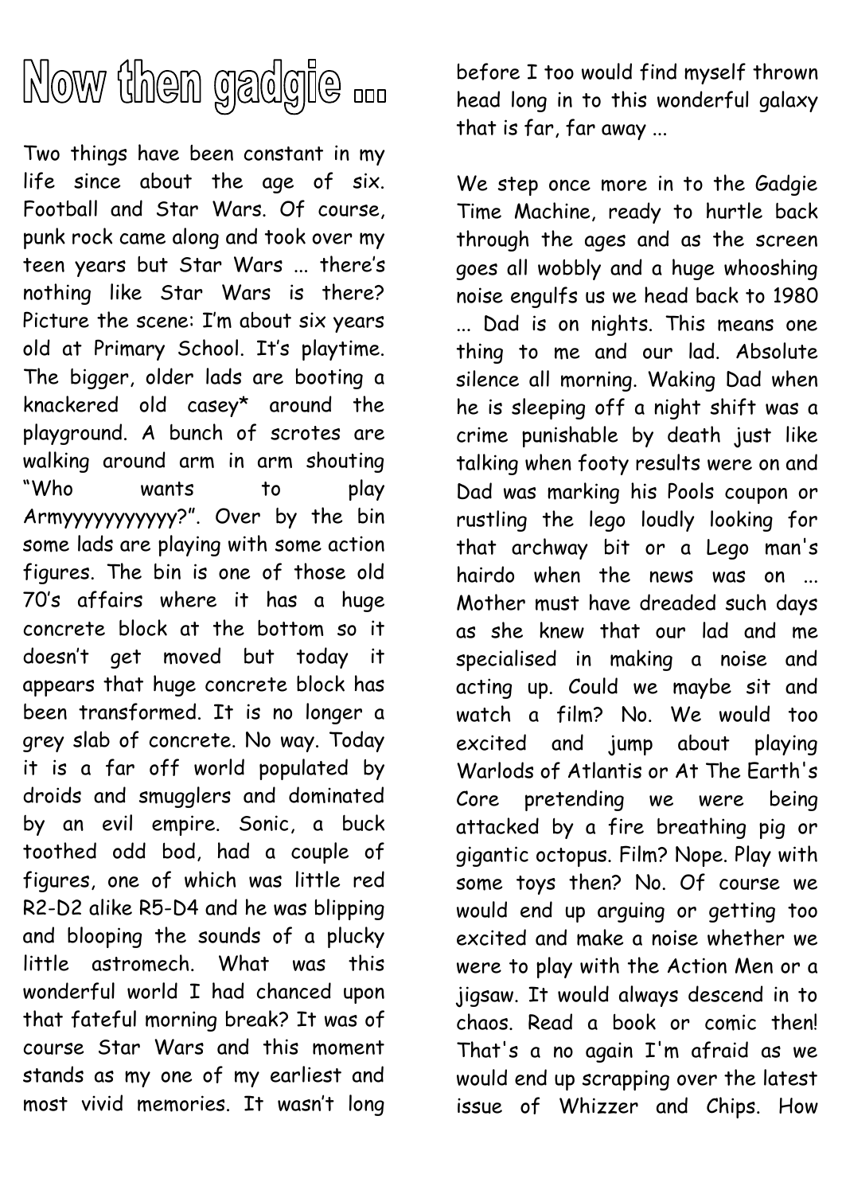# Now then gadgie ...

Two things have been constant in my life since about the age of six. Football and Star Wars. Of course, punk rock came along and took over my teen years but Star Wars ... there's nothing like Star Wars is there? Picture the scene: I'm about six years old at Primary School. It's playtime. The bigger, older lads are booting a knackered old casey* around the playground. A bunch of scrotes are walking around arm in arm shouting "Who wants to play Armyyyyyyyyyyy?". Over by the bin some lads are playing with some action figures. The bin is one of those old 70's affairs where it has a huge concrete block at the bottom so it doesn't get moved but today it appears that huge concrete block has been transformed. It is no longer a grey slab of concrete. No way. Today it is a far off world populated by droids and smugglers and dominated by an evil empire. Sonic, a buck toothed odd bod, had a couple of figures, one of which was little red R2-D2 alike R5-D4 and he was blipping and blooping the sounds of a plucky little astromech. What was this wonderful world I had chanced upon that fateful morning break? It was of course Star Wars and this moment stands as my one of my earliest and most vivid memories. It wasn't long before I too would find myself thrown head long in to this wonderful galaxy that is far, far away ...

We step once more in to the Gadgie Time Machine, ready to hurtle back through the ages and as the screen goes all wobbly and a huge whooshing noise engulfs us we head back to 1980 ... Dad is on nights. This means one thing to me and our lad. Absolute silence all morning. Waking Dad when he is sleeping off a night shift was a crime punishable by death just like talking when footy results were on and Dad was marking his Pools coupon or rustling the lego loudly looking for that archway bit or a Lego man's hairdo when the news was on ... Mother must have dreaded such days as she knew that our lad and me specialised in making a noise and acting up. Could we maybe sit and watch a film? No. We would too excited and jump about playing Warlods of Atlantis or At The Earth's Core pretending we were being attacked by a fire breathing pig or gigantic octopus. Film? Nope. Play with some toys then? No. Of course we would end up arguing or getting too excited and make a noise whether we were to play with the Action Men or a jigsaw. It would always descend in to chaos. Read a book or comic then! That's a no again I'm afraid as we would end up scrapping over the latest issue of Whizzer and Chips. How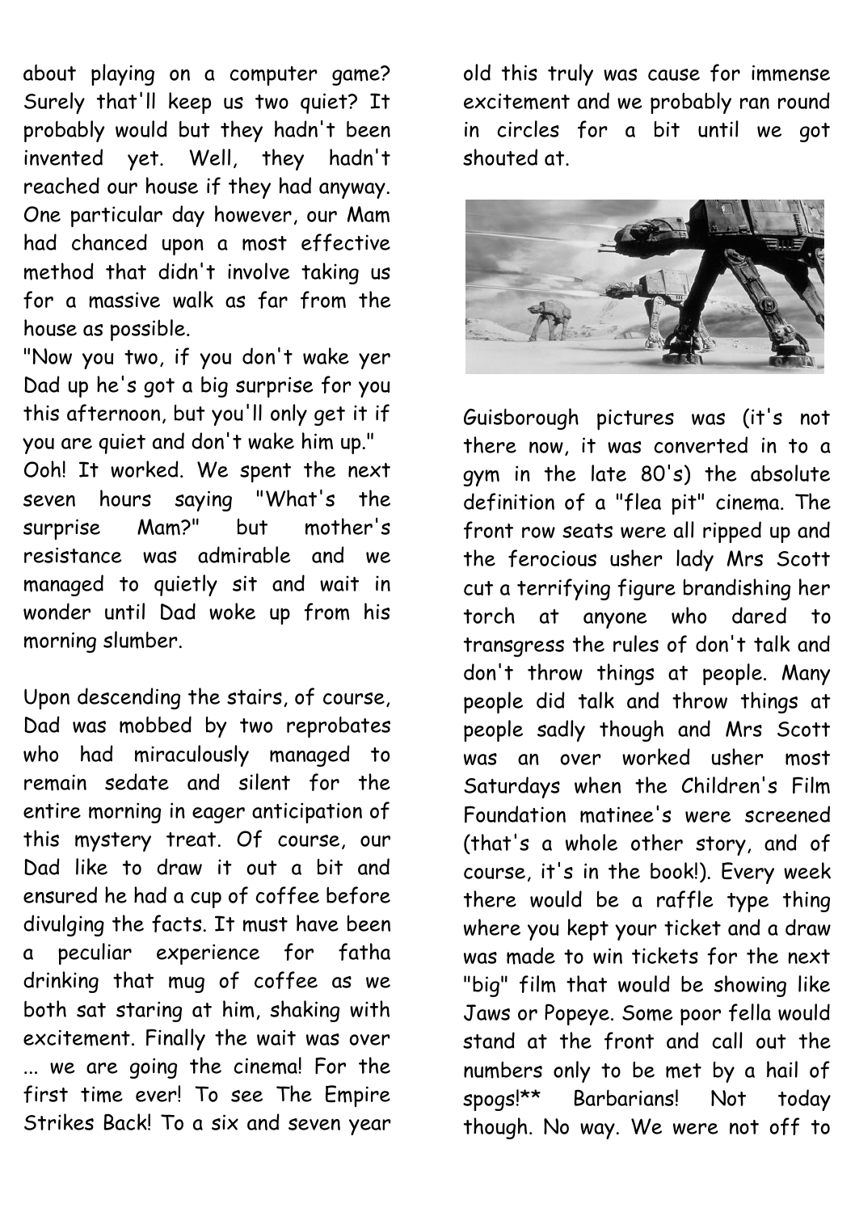about playing on a computer game? Surely that'll keep us two quiet? It probably would but they hadn't been invented yet. Well, they hadn't reached our house if they had anyway. One particular day however, our Mam had chanced upon a most effective method that didn't involve taking us for a massive walk as far from the house as possible.

"Now you two, if you don't wake yer Dad up he's got a big surprise for you this afternoon, but you'll only get it if you are quiet and don't wake him up."

Ooh! It worked. We spent the next seven hours saying "What's the surprise Mam?" but mother's resistance was admirable and we managed to quietly sit and wait in wonder until Dad woke up from his morning slumber.

Upon descending the stairs, of course, Dad was mobbed by two reprobates who had miraculously managed to remain sedate and silent for the entire morning in eager anticipation of this mystery treat. Of course, our Dad like to draw it out a bit and ensured he had a cup of coffee before divulging the facts. It must have been a peculiar experience for fatha drinking that mug of coffee as we both sat staring at him, shaking with excitement. Finally the wait was over ... we are going the cinema! For the first time ever! To see The Empire Strikes Back! To a six and seven year old this truly was cause for immense excitement and we probably ran round in circles for a bit until we got shouted at.

Guisborough pictures was (it's not there now, it was converted in to a gym in the late 80's) the absolute definition of a "flea pit" cinema. The front row seats were all ripped up and the ferocious usher lady Mrs Scott cut a terrifying figure brandishing her torch at anyone who dared to transgress the rules of don't talk and don't throw things at people. Many people did talk and throw things at people sadly though and Mrs Scott was an over worked usher most Saturdays when the Children's Film Foundation matinee's were screened (that's a whole other story, and of course, it's in the book!). Every week there would be a raffle type thing where you kept your ticket and a draw was made to win tickets for the next "big" film that would be showing like Jaws or Popeye. Some poor fella would stand at the front and call out the numbers only to be met by a hail of spogs!** Barbarians! Not today though. No way. We were not off to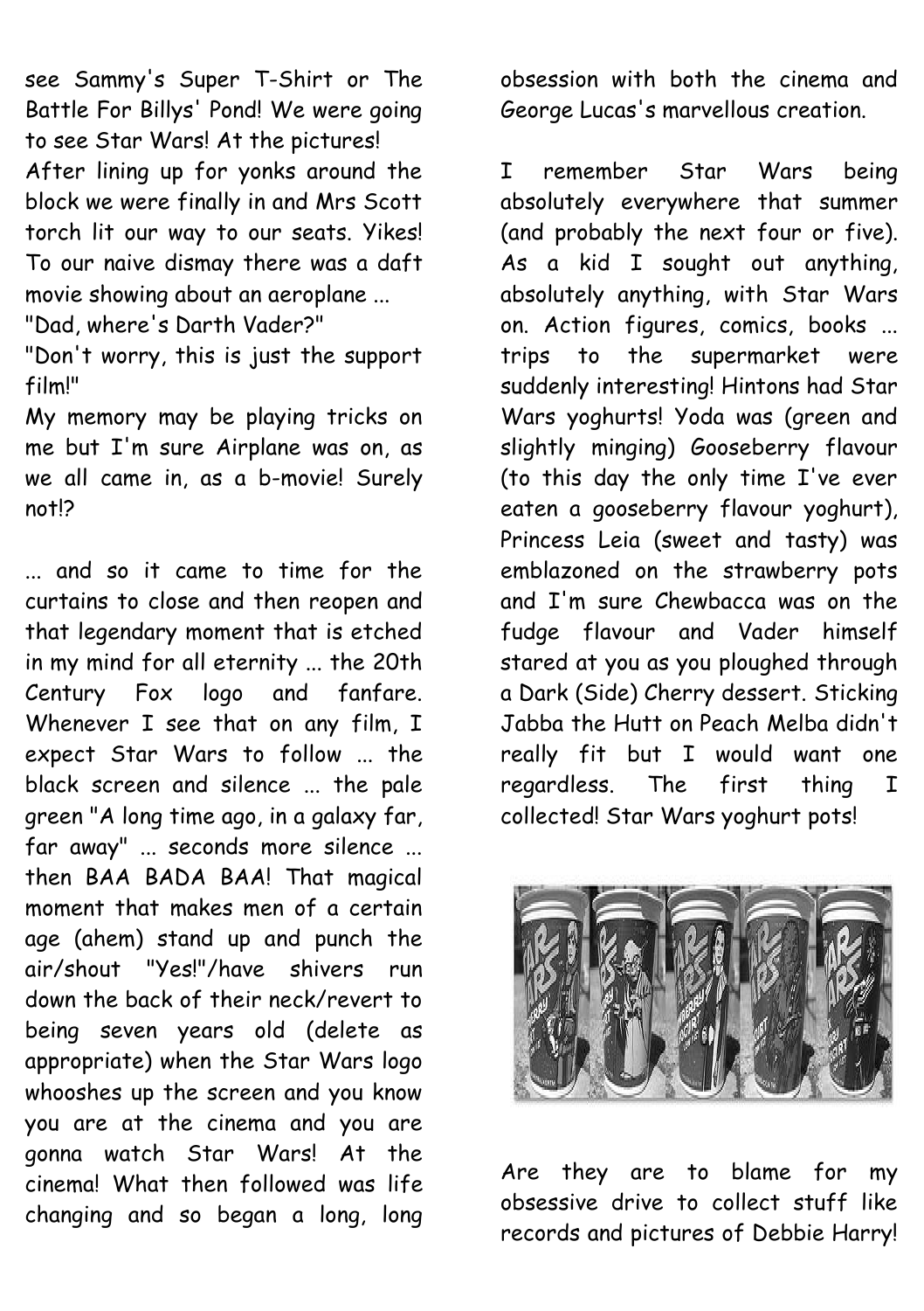see Sammy's Super T-Shirt or The Battle For Billys' Pond! We were going to see Star Wars! At the pictures!

After lining up for yonks around the block we were finally in and Mrs Scott torch lit our way to our seats. Yikes! To our naive dismay there was a daft movie showing about an aeroplane ...

"Dad, where's Darth Vader?"

"Don't worry, this is just the support film!"

My memory may be playing tricks on me but I'm sure Airplane was on, as we all came in, as a b-movie! Surely not!?

... and so it came to time for the curtains to close and then reopen and that legendary moment that is etched in my mind for all eternity ... the 20th Century Fox logo and fanfare. Whenever I see that on any film, I expect Star Wars to follow ... the black screen and silence ... the pale green "A long time ago, in a galaxy far, far away" ... seconds more silence ... then BAA BADA BAA! That magical moment that makes men of a certain age (ahem) stand up and punch the air/shout "Yes!"/have shivers run down the back of their neck/revert to being seven years old (delete as appropriate) when the Star Wars logo whooshes up the screen and you know you are at the cinema and you are gonna watch Star Wars! At the cinema! What then followed was life changing and so began a long, long obsession with both the cinema and George Lucas's marvellous creation.

I remember Star Wars being absolutely everywhere that summer (and probably the next four or five). As a kid I sought out anything, absolutely anything, with Star Wars on. Action figures, comics, books ... trips to the supermarket were suddenly interesting! Hintons had Star Wars yoghurts! Yoda was (green and slightly minging) Gooseberry flavour (to this day the only time I've ever eaten a gooseberry flavour yoghurt), Princess Leia (sweet and tasty) was emblazoned on the strawberry pots and I'm sure Chewbacca was on the fudge flavour and Vader himself stared at you as you ploughed through a Dark (Side) Cherry dessert. Sticking Jabba the Hutt on Peach Melba didn't really fit but I would want one regardless. The first thing I collected! Star Wars yoghurt pots!

Are they are to blame for my obsessive drive to collect stuff like records and pictures of Debbie Harry!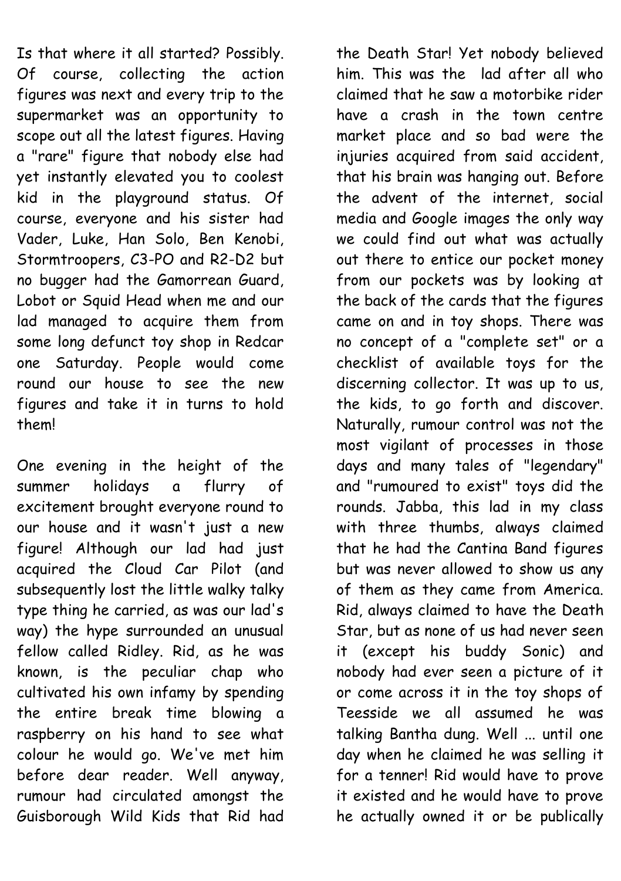Is that where it all started? Possibly. Of course, collecting the action figures was next and every trip to the supermarket was an opportunity to scope out all the latest figures. Having a "rare" figure that nobody else had yet instantly elevated you to coolest kid in the playground status. Of course, everyone and his sister had Vader, Luke, Han Solo, Ben Kenobi, Stormtroopers, C3-PO and R2-D2 but no bugger had the Gamorrean Guard, Lobot or Squid Head when me and our lad managed to acquire them from some long defunct toy shop in Redcar one Saturday. People would come round our house to see the new figures and take it in turns to hold them!

One evening in the height of the summer holidays a flurry of excitement brought everyone round to our house and it wasn't just a new figure! Although our lad had just acquired the Cloud Car Pilot (and subsequently lost the little walky talky type thing he carried, as was our lad's way) the hype surrounded an unusual fellow called Ridley. Rid, as he was known, is the peculiar chap who cultivated his own infamy by spending the entire break time blowing a raspberry on his hand to see what colour he would go. We've met him before dear reader. Well anyway, rumour had circulated amongst the Guisborough Wild Kids that Rid had the Death Star! Yet nobody believed him. This was the lad after all who claimed that he saw a motorbike rider have a crash in the town centre market place and so bad were the injuries acquired from said accident, that his brain was hanging out. Before the advent of the internet, social media and Google images the only way we could find out what was actually out there to entice our pocket money from our pockets was by looking at the back of the cards that the figures came on and in toy shops. There was no concept of a "complete set" or a checklist of available toys for the discerning collector. It was up to us, the kids, to go forth and discover. Naturally, rumour control was not the most vigilant of processes in those days and many tales of "legendary" and "rumoured to exist" toys did the rounds. Jabba, this lad in my class with three thumbs, always claimed that he had the Cantina Band figures but was never allowed to show us any of them as they came from America. Rid, always claimed to have the Death Star, but as none of us had never seen it (except his buddy Sonic) and nobody had ever seen a picture of it or come across it in the toy shops of Teesside we all assumed he was talking Bantha dung. Well ... until one day when he claimed he was selling it for a tenner! Rid would have to prove it existed and he would have to prove he actually owned it or be publically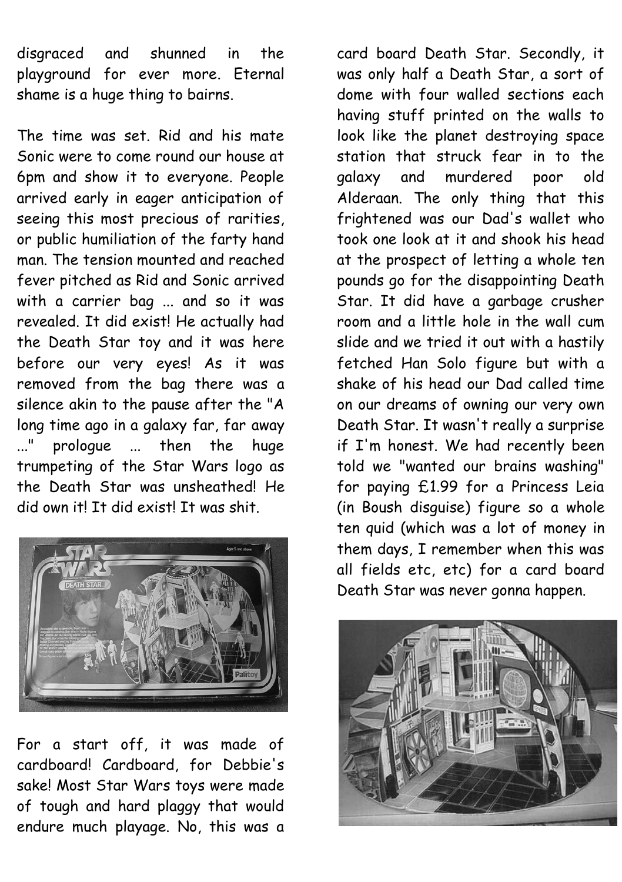disgraced and shunned in the playground for ever more. Eternal shame is a huge thing to bairns.

The time was set. Rid and his mate Sonic were to come round our house at 6pm and show it to everyone. People arrived early in eager anticipation of seeing this most precious of rarities, or public humiliation of the farty hand man. The tension mounted and reached fever pitched as Rid and Sonic arrived with a carrier bag ... and so it was revealed. It did exist! He actually had the Death Star toy and it was here before our very eyes! As it was removed from the bag there was a silence akin to the pause after the "A long time ago in a galaxy far, far away ..." prologue ... then the huge trumpeting of the Star Wars logo as the Death Star was unsheathed! He did own it! It did exist! It was shit.

For a start off, it was made of cardboard! Cardboard, for Debbie's sake! Most Star Wars toys were made of tough and hard plaggy that would endure much playage. No, this was a card board Death Star. Secondly, it was only half a Death Star, a sort of dome with four walled sections each having stuff printed on the walls to look like the planet destroying space station that struck fear in to the galaxy and murdered poor old Alderaan. The only thing that this frightened was our Dad's wallet who took one look at it and shook his head at the prospect of letting a whole ten pounds go for the disappointing Death Star. It did have a garbage crusher room and a little hole in the wall cum slide and we tried it out with a hastily fetched Han Solo figure but with a shake of his head our Dad called time on our dreams of owning our very own Death Star. It wasn't really a surprise if I'm honest. We had recently been told we "wanted our brains washing" for paying £1.99 for a Princess Leia (in Boush disguise) figure so a whole ten quid (which was a lot of money in them days, I remember when this was all fields etc, etc) for a card board Death Star was never gonna happen.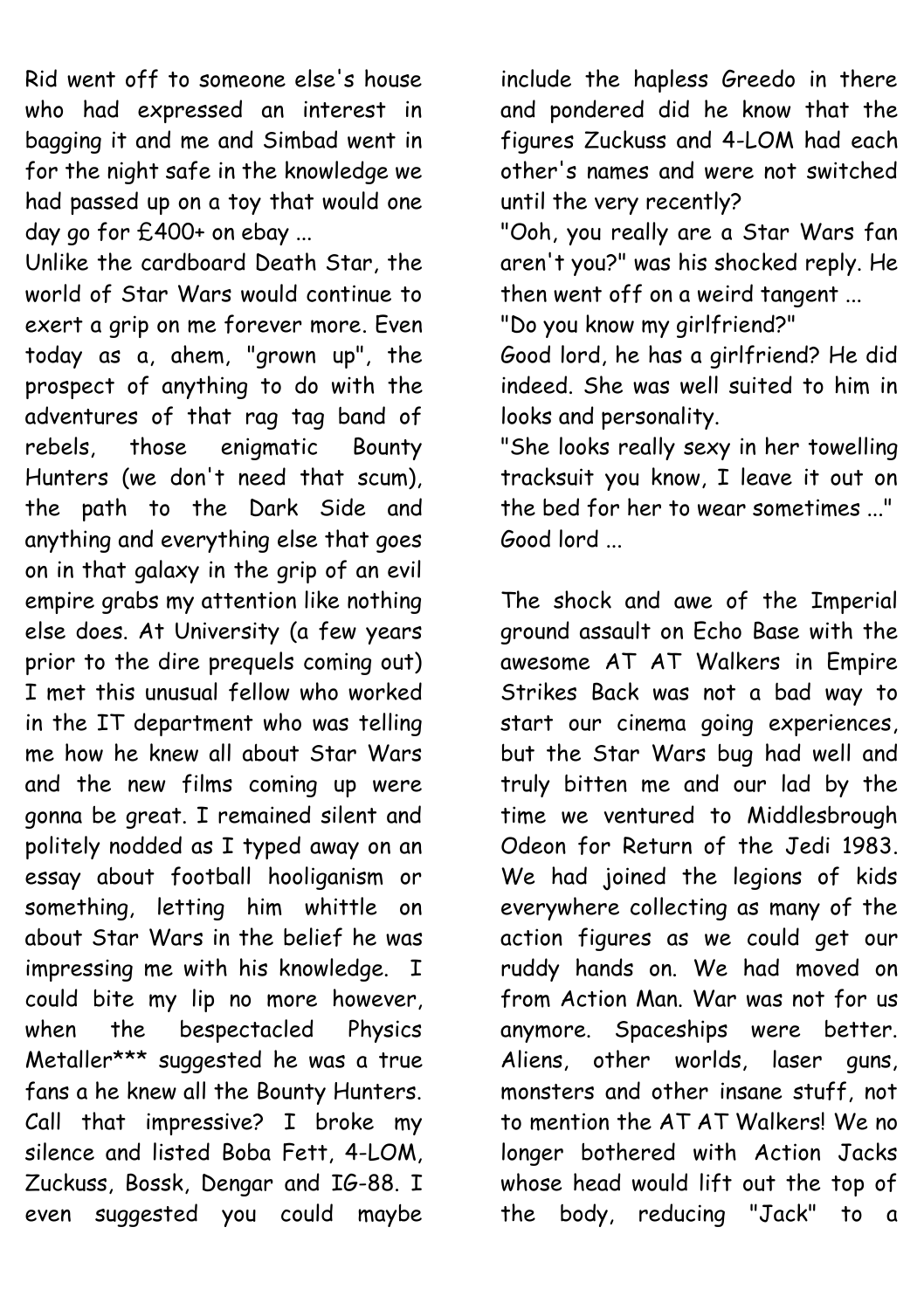Rid went off to someone else's house who had expressed an interest in bagging it and me and Simbad went in for the night safe in the knowledge we had passed up on a toy that would one day go for £400+ on ebay ...

Unlike the cardboard Death Star, the world of Star Wars would continue to exert a grip on me forever more. Even today as a, ahem, "grown up", the prospect of anything to do with the adventures of that rag tag band of rebels, those enigmatic Bounty Hunters (we don't need that scum), the path to the Dark Side and anything and everything else that goes on in that galaxy in the grip of an evil empire grabs my attention like nothing else does. At University (a few years prior to the dire prequels coming out) I met this unusual fellow who worked in the IT department who was telling me how he knew all about Star Wars and the new films coming up were gonna be great. I remained silent and politely nodded as I typed away on an essay about football hooliganism or something, letting him whittle on about Star Wars in the belief he was impressing me with his knowledge. I could bite my lip no more however, when the bespectacled Physics Metaller*** suggested he was a true fans a he knew all the Bounty Hunters. Call that impressive? I broke my silence and listed Boba Fett, 4-LOM, Zuckuss, Bossk, Dengar and IG-88. I even suggested you could maybe include the hapless Greedo in there and pondered did he know that the figures Zuckuss and 4-LOM had each other's names and were not switched until the very recently?

"Ooh, you really are a Star Wars fan aren't you?" was his shocked reply. He then went off on a weird tangent ...

"Do you know my girlfriend?"

Good lord, he has a girlfriend? He did indeed. She was well suited to him in looks and personality.

"She looks really sexy in her towelling tracksuit you know, I leave it out on the bed for her to wear sometimes ..." Good lord ...

The shock and awe of the Imperial ground assault on Echo Base with the awesome AT AT Walkers in Empire Strikes Back was not a bad way to start our cinema going experiences, but the Star Wars bug had well and truly bitten me and our lad by the time we ventured to Middlesbrough Odeon for Return of the Jedi 1983. We had joined the legions of kids everywhere collecting as many of the action figures as we could get our ruddy hands on. We had moved on from Action Man. War was not for us anymore. Spaceships were better. Aliens, other worlds, laser guns, monsters and other insane stuff, not to mention the AT AT Walkers! We no longer bothered with Action Jacks whose head would lift out the top of the body, reducing "Jack" to a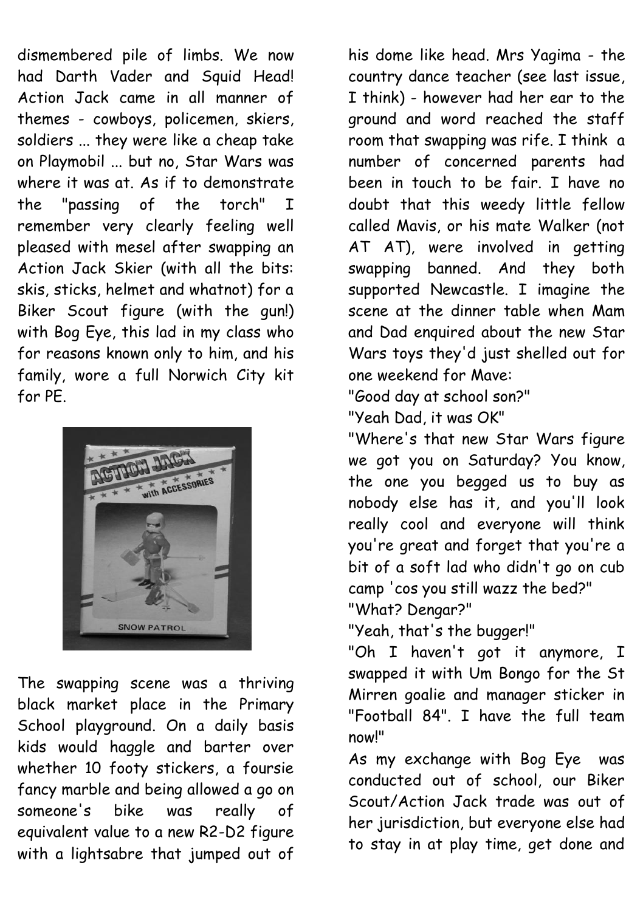dismembered pile of limbs. We now had Darth Vader and Squid Head! Action Jack came in all manner of themes - cowboys, policemen, skiers, soldiers ... they were like a cheap take on Playmobil ... but no, Star Wars was where it was at. As if to demonstrate the "passing of the torch" I remember very clearly feeling well pleased with mesel after swapping an Action Jack Skier (with all the bits: skis, sticks, helmet and whatnot) for a Biker Scout figure (with the gun!) with Bog Eye, this lad in my class who for reasons known only to him, and his family, wore a full Norwich City kit for PE.

The swapping scene was a thriving black market place in the Primary School playground. On a daily basis kids would haggle and barter over whether 10 footy stickers, a foursie fancy marble and being allowed a go on someone's bike was really of equivalent value to a new R2-D2 figure with a lightsabre that jumped out of his dome like head. Mrs Yagima - the country dance teacher (see last issue, I think) - however had her ear to the ground and word reached the staff room that swapping was rife. I think a number of concerned parents had been in touch to be fair. I have no doubt that this weedy little fellow called Mavis, or his mate Walker (not AT AT), were involved in getting swapping banned. And they both supported Newcastle. I imagine the scene at the dinner table when Mam and Dad enquired about the new Star Wars toys they'd just shelled out for one weekend for Mave:

"Good day at school son?"

"Yeah Dad, it was OK"

"Where's that new Star Wars figure we got you on Saturday? You know, the one you begged us to buy as nobody else has it, and you'll look really cool and everyone will think you're great and forget that you're a bit of a soft lad who didn't go on cub camp 'cos you still wazz the bed?"

"What? Dengar?"

"Yeah, that's the bugger!"

"Oh I haven't got it anymore, I swapped it with Um Bongo for the St Mirren goalie and manager sticker in "Football 84". I have the full team now!"

As my exchange with Bog Eye was conducted out of school, our Biker Scout/Action Jack trade was out of her jurisdiction, but everyone else had to stay in at play time, get done and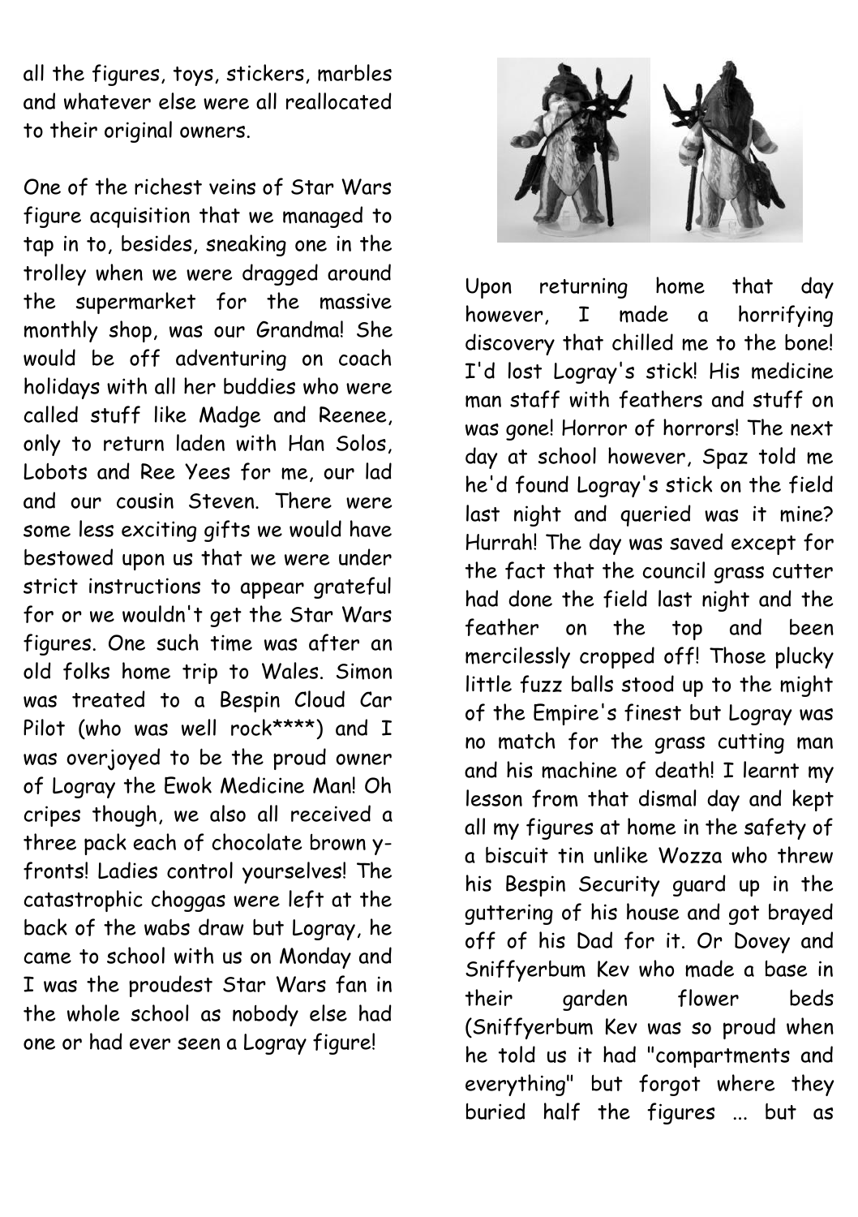all the figures, toys, stickers, marbles and whatever else were all reallocated to their original owners.

One of the richest veins of Star Wars figure acquisition that we managed to tap in to, besides, sneaking one in the trolley when we were dragged around the supermarket for the massive monthly shop, was our Grandma! She would be off adventuring on coach holidays with all her buddies who were called stuff like Madge and Reenee, only to return laden with Han Solos, Lobots and Ree Yees for me, our lad and our cousin Steven. There were some less exciting gifts we would have bestowed upon us that we were under strict instructions to appear grateful for or we wouldn't get the Star Wars figures. One such time was after an old folks home trip to Wales. Simon was treated to a Bespin Cloud Car Pilot (who was well rock****) and I was overjoyed to be the proud owner of Logray the Ewok Medicine Man! Oh cripes though, we also all received a three pack each of chocolate brown y-fronts! Ladies control yourselves! The catastrophic choggas were left at the back of the wabs draw but Logray, he came to school with us on Monday and I was the proudest Star Wars fan in the whole school as nobody else had one or had ever seen a Logray figure!

Upon returning home that day however, I made a horrifying discovery that chilled me to the bone! I'd lost Logray's stick! His medicine man staff with feathers and stuff on was gone! Horror of horrors! The next day at school however, Spaz told me he'd found Logray's stick on the field last night and queried was it mine? Hurrah! The day was saved except for the fact that the council grass cutter had done the field last night and the feather on the top and been mercilessly cropped off! Those plucky little fuzz balls stood up to the might of the Empire's finest but Logray was no match for the grass cutting man and his machine of death! I learnt my lesson from that dismal day and kept all my figures at home in the safety of a biscuit tin unlike Wozza who threw his Bespin Security guard up in the guttering of his house and got brayed off of his Dad for it. Or Dovey and Sniffyerbum Kev who made a base in their garden flower beds (Sniffyerbum Kev was so proud when he told us it had "compartments and everything" but forgot where they buried half the figures ... but as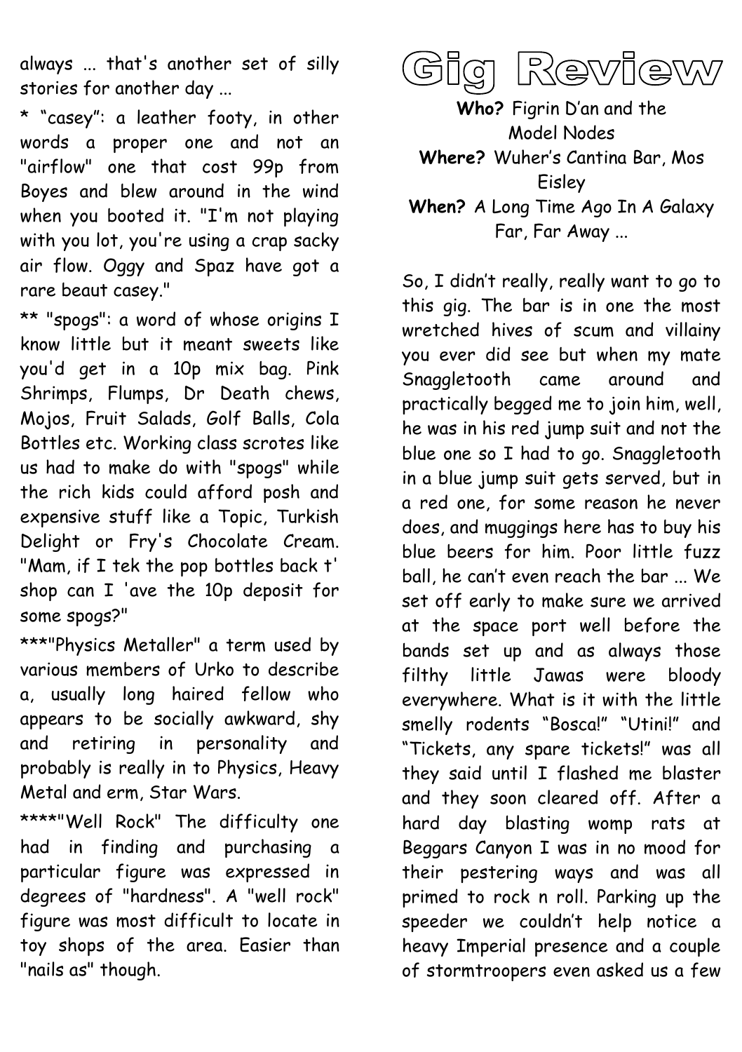always ... that's another set of silly stories for another day ...

* "casey": a leather footy, in other words a proper one and not an "airflow" one that cost 99p from Boyes and blew around in the wind when you booted it. "I'm not playing with you lot, you're using a crap sacky air flow. Oggy and Spaz have got a rare beaut casey."

** "spogs": a word of whose origins I know little but it meant sweets like you'd get in a 10p mix bag. Pink Shrimps, Flumps, Dr Death chews, Mojos, Fruit Salads, Golf Balls, Cola Bottles etc. Working class scrotes like us had to make do with "spogs" while the rich kids could afford posh and expensive stuff like a Topic, Turkish Delight or Fry's Chocolate Cream. "Mam, if I tek the pop bottles back t' shop can I 'ave the 10p deposit for some spogs?"

***"Physics Metaller" a term used by various members of Urko to describe a, usually long haired fellow who appears to be socially awkward, shy and retiring in personality and probably is really in to Physics, Heavy Metal and erm, Star Wars.

****"Well Rock" The difficulty one had in finding and purchasing a particular figure was expressed in degrees of "hardness". A "well rock" figure was most difficult to locate in toy shops of the area. Easier than "nails as" though.

# Gig Review

**Who?** Figrin D'an and the Model Nodes
**Where?** Wuher's Cantina Bar, Mos Eisley
**When?** A Long Time Ago In A Galaxy Far, Far Away ...

So, I didn't really, really want to go to this gig. The bar is in one the most wretched hives of scum and villainy you ever did see but when my mate Snaggletooth came around and practically begged me to join him, well, he was in his red jump suit and not the blue one so I had to go. Snaggletooth in a blue jump suit gets served, but in a red one, for some reason he never does, and muggings here has to buy his blue beers for him. Poor little fuzz ball, he can't even reach the bar ... We set off early to make sure we arrived at the space port well before the bands set up and as always those filthy little Jawas were bloody everywhere. What is it with the little smelly rodents "Bosca!" "Utini!" and "Tickets, any spare tickets!" was all they said until I flashed me blaster and they soon cleared off. After a hard day blasting womp rats at Beggars Canyon I was in no mood for their pestering ways and was all primed to rock n roll. Parking up the speeder we couldn't help notice a heavy Imperial presence and a couple of stormtroopers even asked us a few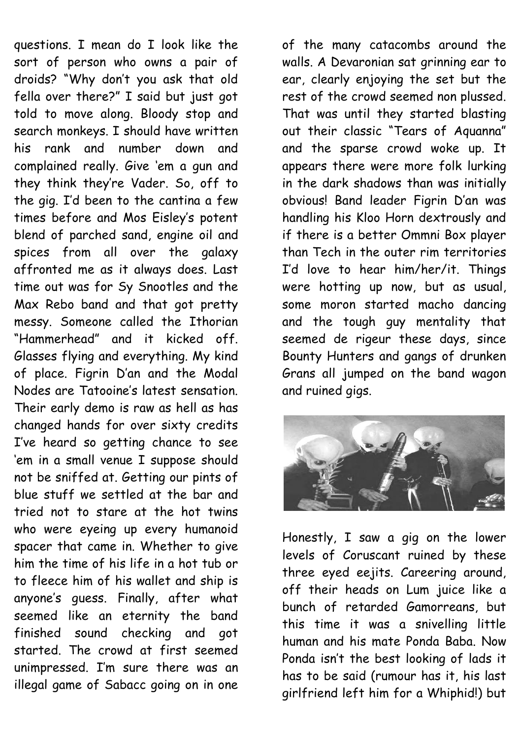questions. I mean do I look like the sort of person who owns a pair of droids? "Why don't you ask that old fella over there?" I said but just got told to move along. Bloody stop and search monkeys. I should have written his rank and number down and complained really. Give 'em a gun and they think they're Vader. So, off to the gig. I'd been to the cantina a few times before and Mos Eisley's potent blend of parched sand, engine oil and spices from all over the galaxy affronted me as it always does. Last time out was for Sy Snootles and the Max Rebo band and that got pretty messy. Someone called the Ithorian "Hammerhead" and it kicked off. Glasses flying and everything. My kind of place. Figrin D'an and the Modal Nodes are Tatooine's latest sensation. Their early demo is raw as hell as has changed hands for over sixty credits I've heard so getting chance to see 'em in a small venue I suppose should not be sniffed at. Getting our pints of blue stuff we settled at the bar and tried not to stare at the hot twins who were eyeing up every humanoid spacer that came in. Whether to give him the time of his life in a hot tub or to fleece him of his wallet and ship is anyone's guess. Finally, after what seemed like an eternity the band finished sound checking and got started. The crowd at first seemed unimpressed. I'm sure there was an illegal game of Sabacc going on in one of the many catacombs around the walls. A Devaronian sat grinning ear to ear, clearly enjoying the set but the rest of the crowd seemed non plussed. That was until they started blasting out their classic "Tears of Aquanna" and the sparse crowd woke up. It appears there were more folk lurking in the dark shadows than was initially obvious! Band leader Figrin D'an was handling his Kloo Horn dextrously and if there is a better Ommni Box player than Tech in the outer rim territories I'd love to hear him/her/it. Things were hotting up now, but as usual, some moron started macho dancing and the tough guy mentality that seemed de rigeur these days, since Bounty Hunters and gangs of drunken Grans all jumped on the band wagon and ruined gigs.

Honestly, I saw a gig on the lower levels of Coruscant ruined by these three eyed eejits. Careering around, off their heads on Lum juice like a bunch of retarded Gamorreans, but this time it was a snivelling little human and his mate Ponda Baba. Now Ponda isn't the best looking of lads it has to be said (rumour has it, his last girlfriend left him for a Whiphid!) but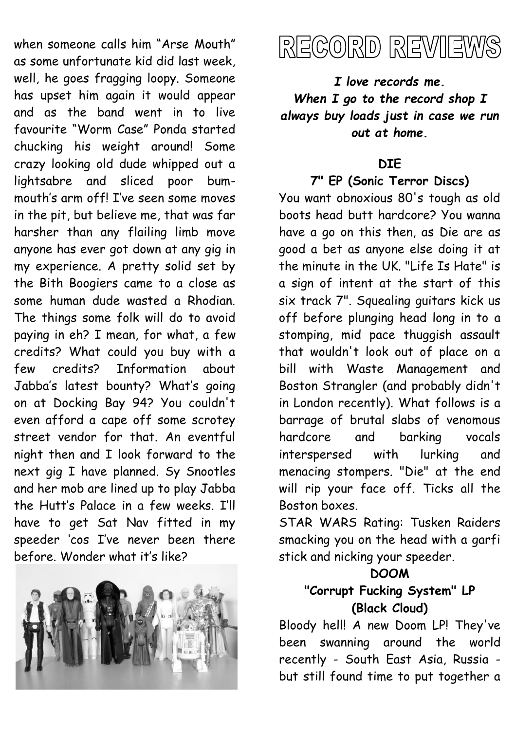when someone calls him "Arse Mouth" as some unfortunate kid did last week, well, he goes fragging loopy. Someone has upset him again it would appear and as the band went in to live favourite "Worm Case" Ponda started chucking his weight around! Some crazy looking old dude whipped out a lightsabre and sliced poor bum-mouth's arm off! I've seen some moves in the pit, but believe me, that was far harsher than any flailing limb move anyone has ever got down at any gig in my experience. A pretty solid set by the Bith Boogiers came to a close as some human dude wasted a Rhodian. The things some folk will do to avoid paying in eh? I mean, for what, a few credits? What could you buy with a few credits? Information about Jabba's latest bounty? What's going on at Docking Bay 94? You couldn't even afford a cape off some scrotey street vendor for that. An eventful night then and I look forward to the next gig I have planned. Sy Snootles and her mob are lined up to play Jabba the Hutt's Palace in a few weeks. I'll have to get Sat Nav fitted in my speeder 'cos I've never been there before. Wonder what it's like?

# RECORD REVIEWS

***I love records me. When I go to the record shop I always buy loads just in case we run out at home.***

**DIE**
**7" EP (Sonic Terror Discs)**

You want obnoxious 80's tough as old boots head butt hardcore? You wanna have a go on this then, as Die are as good a bet as anyone else doing it at the minute in the UK. "Life Is Hate" is a sign of intent at the start of this six track 7". Squealing guitars kick us off before plunging head long in to a stomping, mid pace thuggish assault that wouldn't look out of place on a bill with Waste Management and Boston Strangler (and probably didn't in London recently). What follows is a barrage of brutal slabs of venomous hardcore and barking vocals interspersed with lurking and menacing stompers. "Die" at the end will rip your face off. Ticks all the Boston boxes.
STAR WARS Rating: Tusken Raiders smacking you on the head with a garfi stick and nicking your speeder.

**DOOM**
**"Corrupt Fucking System" LP (Black Cloud)**

Bloody hell! A new Doom LP! They've been swanning around the world recently - South East Asia, Russia - but still found time to put together a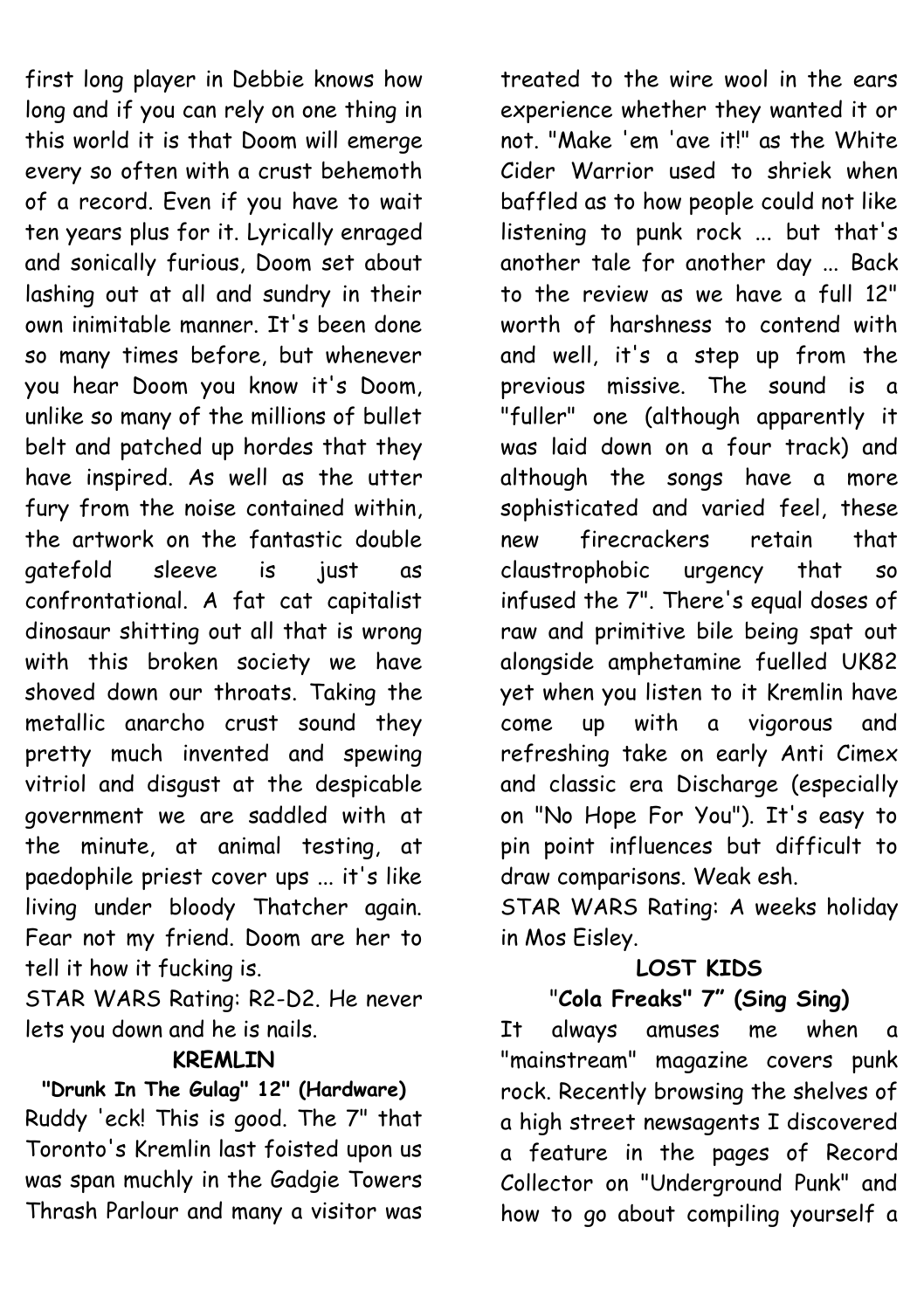first long player in Debbie knows how long and if you can rely on one thing in this world it is that Doom will emerge every so often with a crust behemoth of a record. Even if you have to wait ten years plus for it. Lyrically enraged and sonically furious, Doom set about lashing out at all and sundry in their own inimitable manner. It's been done so many times before, but whenever you hear Doom you know it's Doom, unlike so many of the millions of bullet belt and patched up hordes that they have inspired. As well as the utter fury from the noise contained within, the artwork on the fantastic double gatefold sleeve is just as confrontational. A fat cat capitalist dinosaur shitting out all that is wrong with this broken society we have shoved down our throats. Taking the metallic anarcho crust sound they pretty much invented and spewing vitriol and disgust at the despicable government we are saddled with at the minute, at animal testing, at paedophile priest cover ups ... it's like living under bloody Thatcher again. Fear not my friend. Doom are her to tell it how it fucking is.

STAR WARS Rating: R2-D2. He never lets you down and he is nails.

**KREMLIN**

**"Drunk In The Gulag" 12" (Hardware)**

Ruddy 'eck! This is good. The 7" that Toronto's Kremlin last foisted upon us was span muchly in the Gadgie Towers Thrash Parlour and many a visitor was treated to the wire wool in the ears experience whether they wanted it or not. "Make 'em 'ave it!" as the White Cider Warrior used to shriek when baffled as to how people could not like listening to punk rock ... but that's another tale for another day ... Back to the review as we have a full 12" worth of harshness to contend with and well, it's a step up from the previous missive. The sound is a "fuller" one (although apparently it was laid down on a four track) and although the songs have a more sophisticated and varied feel, these new firecrackers retain that claustrophobic urgency that so infused the 7". There's equal doses of raw and primitive bile being spat out alongside amphetamine fuelled UK82 yet when you listen to it Kremlin have come up with a vigorous and refreshing take on early Anti Cimex and classic era Discharge (especially on "No Hope For You"). It's easy to pin point influences but difficult to draw comparisons. Weak esh.

STAR WARS Rating: A weeks holiday in Mos Eisley.

**LOST KIDS**

**"Cola Freaks" 7" (Sing Sing)**

It always amuses me when a "mainstream" magazine covers punk rock. Recently browsing the shelves of a high street newsagents I discovered a feature in the pages of Record Collector on "Underground Punk" and how to go about compiling yourself a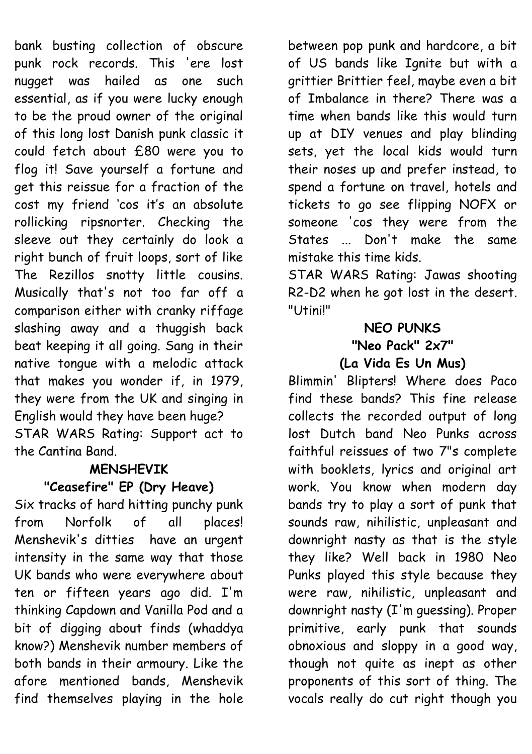bank busting collection of obscure punk rock records. This 'ere lost nugget was hailed as one such essential, as if you were lucky enough to be the proud owner of the original of this long lost Danish punk classic it could fetch about £80 were you to flog it! Save yourself a fortune and get this reissue for a fraction of the cost my friend 'cos it's an absolute rollicking ripsnorter. Checking the sleeve out they certainly do look a right bunch of fruit loops, sort of like The Rezillos snotty little cousins. Musically that's not too far off a comparison either with cranky riffage slashing away and a thuggish back beat keeping it all going. Sang in their native tongue with a melodic attack that makes you wonder if, in 1979, they were from the UK and singing in English would they have been huge?

STAR WARS Rating: Support act to the Cantina Band.

**MENSHEVIK**
**"Ceasefire" EP (Dry Heave)**

Six tracks of hard hitting punchy punk from Norfolk of all places! Menshevik's ditties have an urgent intensity in the same way that those UK bands who were everywhere about ten or fifteen years ago did. I'm thinking Capdown and Vanilla Pod and a bit of digging about finds (whaddya know?) Menshevik number members of both bands in their armoury. Like the afore mentioned bands, Menshevik find themselves playing in the hole between pop punk and hardcore, a bit of US bands like Ignite but with a grittier Brittier feel, maybe even a bit of Imbalance in there? There was a time when bands like this would turn up at DIY venues and play blinding sets, yet the local kids would turn their noses up and prefer instead, to spend a fortune on travel, hotels and tickets to go see flipping NOFX or someone 'cos they were from the States ... Don't make the same mistake this time kids.

STAR WARS Rating: Jawas shooting R2-D2 when he got lost in the desert. "Utini!"

**NEO PUNKS**
**"Neo Pack" 2x7"**
**(La Vida Es Un Mus)**

Blimmin' Blipters! Where does Paco find these bands? This fine release collects the recorded output of long lost Dutch band Neo Punks across faithful reissues of two 7"s complete with booklets, lyrics and original art work. You know when modern day bands try to play a sort of punk that sounds raw, nihilistic, unpleasant and downright nasty as that is the style they like? Well back in 1980 Neo Punks played this style because they were raw, nihilistic, unpleasant and downright nasty (I'm guessing). Proper primitive, early punk that sounds obnoxious and sloppy in a good way, though not quite as inept as other proponents of this sort of thing. The vocals really do cut right though you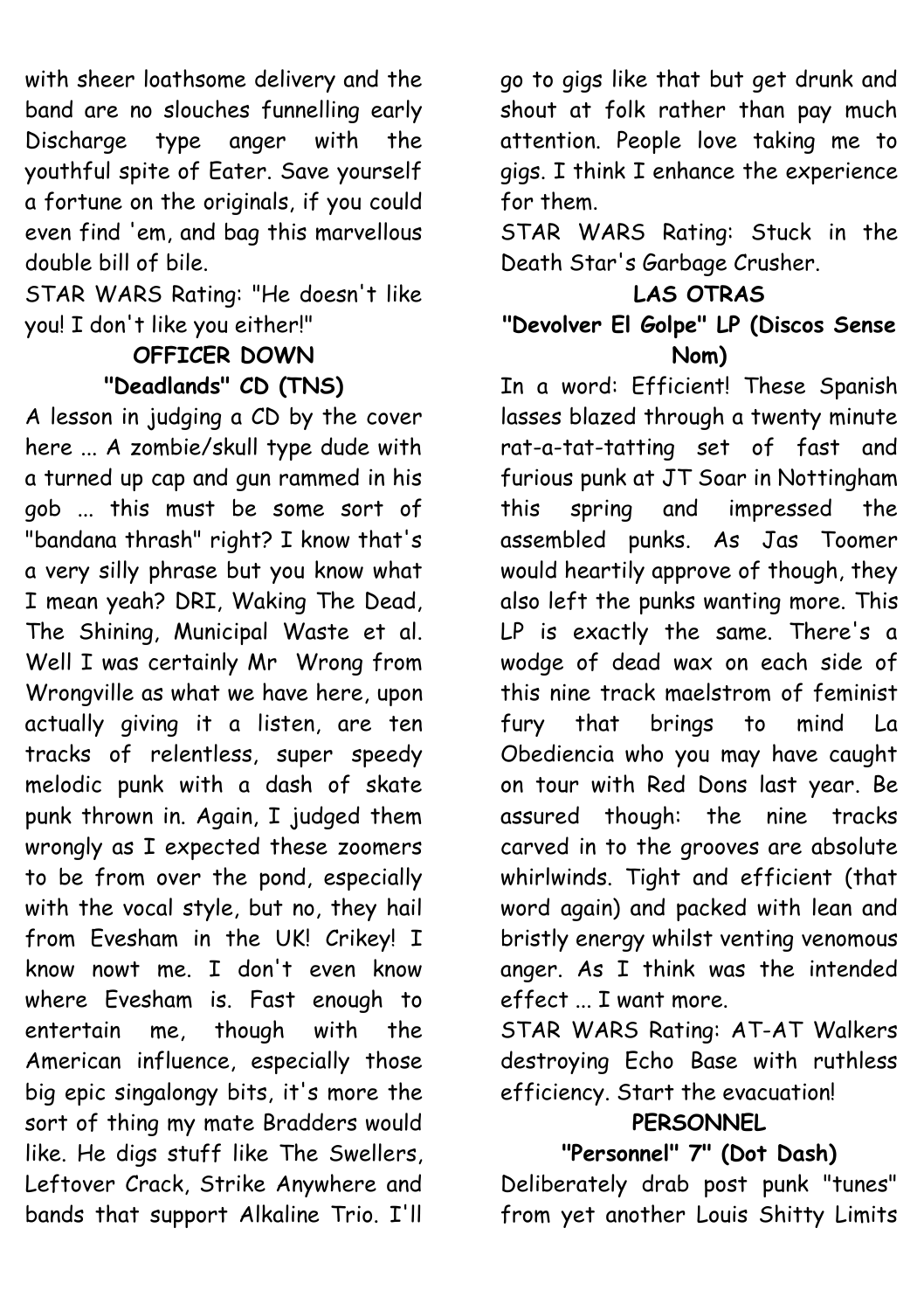with sheer loathsome delivery and the band are no slouches funnelling early Discharge type anger with the youthful spite of Eater. Save yourself a fortune on the originals, if you could even find 'em, and bag this marvellous double bill of bile.

STAR WARS Rating: "He doesn't like you! I don't like you either!"

**OFFICER DOWN**

**"Deadlands" CD (TNS)**

A lesson in judging a CD by the cover here ... A zombie/skull type dude with a turned up cap and gun rammed in his gob ... this must be some sort of "bandana thrash" right? I know that's a very silly phrase but you know what I mean yeah? DRI, Waking The Dead, The Shining, Municipal Waste et al. Well I was certainly Mr Wrong from Wrongville as what we have here, upon actually giving it a listen, are ten tracks of relentless, super speedy melodic punk with a dash of skate punk thrown in. Again, I judged them wrongly as I expected these zoomers to be from over the pond, especially with the vocal style, but no, they hail from Evesham in the UK! Crikey! I know nowt me. I don't even know where Evesham is. Fast enough to entertain me, though with the American influence, especially those big epic singalongy bits, it's more the sort of thing my mate Bradders would like. He digs stuff like The Swellers, Leftover Crack, Strike Anywhere and bands that support Alkaline Trio. I'll go to gigs like that but get drunk and shout at folk rather than pay much attention. People love taking me to gigs. I think I enhance the experience for them.

STAR WARS Rating: Stuck in the Death Star's Garbage Crusher.

**LAS OTRAS**

**"Devolver El Golpe" LP (Discos Sense Nom)**

In a word: Efficient! These Spanish lasses blazed through a twenty minute rat-a-tat-tatting set of fast and furious punk at JT Soar in Nottingham this spring and impressed the assembled punks. As Jas Toomer would heartily approve of though, they also left the punks wanting more. This LP is exactly the same. There's a wodge of dead wax on each side of this nine track maelstrom of feminist fury that brings to mind La Obediencia who you may have caught on tour with Red Dons last year. Be assured though: the nine tracks carved in to the grooves are absolute whirlwinds. Tight and efficient (that word again) and packed with lean and bristly energy whilst venting venomous anger. As I think was the intended effect ... I want more.

STAR WARS Rating: AT-AT Walkers destroying Echo Base with ruthless efficiency. Start the evacuation!

**PERSONNEL**

**"Personnel" 7" (Dot Dash)**

Deliberately drab post punk "tunes" from yet another Louis Shitty Limits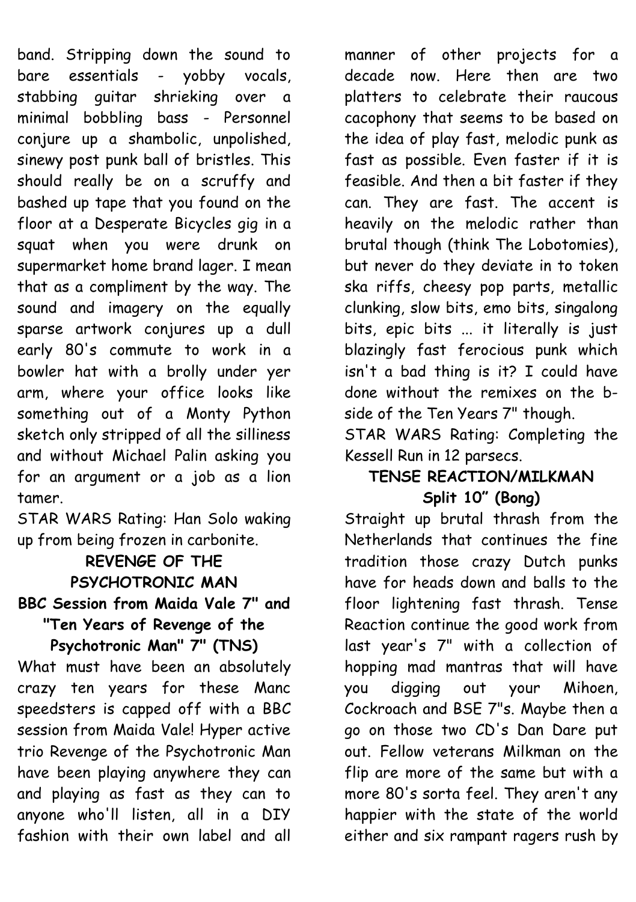band. Stripping down the sound to bare essentials - yobby vocals, stabbing guitar shrieking over a minimal bobbling bass - Personnel conjure up a shambolic, unpolished, sinewy post punk ball of bristles. This should really be on a scruffy and bashed up tape that you found on the floor at a Desperate Bicycles gig in a squat when you were drunk on supermarket home brand lager. I mean that as a compliment by the way. The sound and imagery on the equally sparse artwork conjures up a dull early 80's commute to work in a bowler hat with a brolly under yer arm, where your office looks like something out of a Monty Python sketch only stripped of all the silliness and without Michael Palin asking you for an argument or a job as a lion tamer.

STAR WARS Rating: Han Solo waking up from being frozen in carbonite.

**REVENGE OF THE PSYCHOTRONIC MAN**
**BBC Session from Maida Vale 7" and "Ten Years of Revenge of the Psychotronic Man" 7" (TNS)**

What must have been an absolutely crazy ten years for these Manc speedsters is capped off with a BBC session from Maida Vale! Hyper active trio Revenge of the Psychotronic Man have been playing anywhere they can and playing as fast as they can to anyone who'll listen, all in a DIY fashion with their own label and all manner of other projects for a decade now. Here then are two platters to celebrate their raucous cacophony that seems to be based on the idea of play fast, melodic punk as fast as possible. Even faster if it is feasible. And then a bit faster if they can. They are fast. The accent is heavily on the melodic rather than brutal though (think The Lobotomies), but never do they deviate in to token ska riffs, cheesy pop parts, metallic clunking, slow bits, emo bits, singalong bits, epic bits ... it literally is just blazingly fast ferocious punk which isn't a bad thing is it? I could have done without the remixes on the b-side of the Ten Years 7" though.

STAR WARS Rating: Completing the Kessell Run in 12 parsecs.

**TENSE REACTION/MILKMAN**
**Split 10" (Bong)**

Straight up brutal thrash from the Netherlands that continues the fine tradition those crazy Dutch punks have for heads down and balls to the floor lightening fast thrash. Tense Reaction continue the good work from last year's 7" with a collection of hopping mad mantras that will have you digging out your Mihoen, Cockroach and BSE 7"s. Maybe then a go on those two CD's Dan Dare put out. Fellow veterans Milkman on the flip are more of the same but with a more 80's sorta feel. They aren't any happier with the state of the world either and six rampant ragers rush by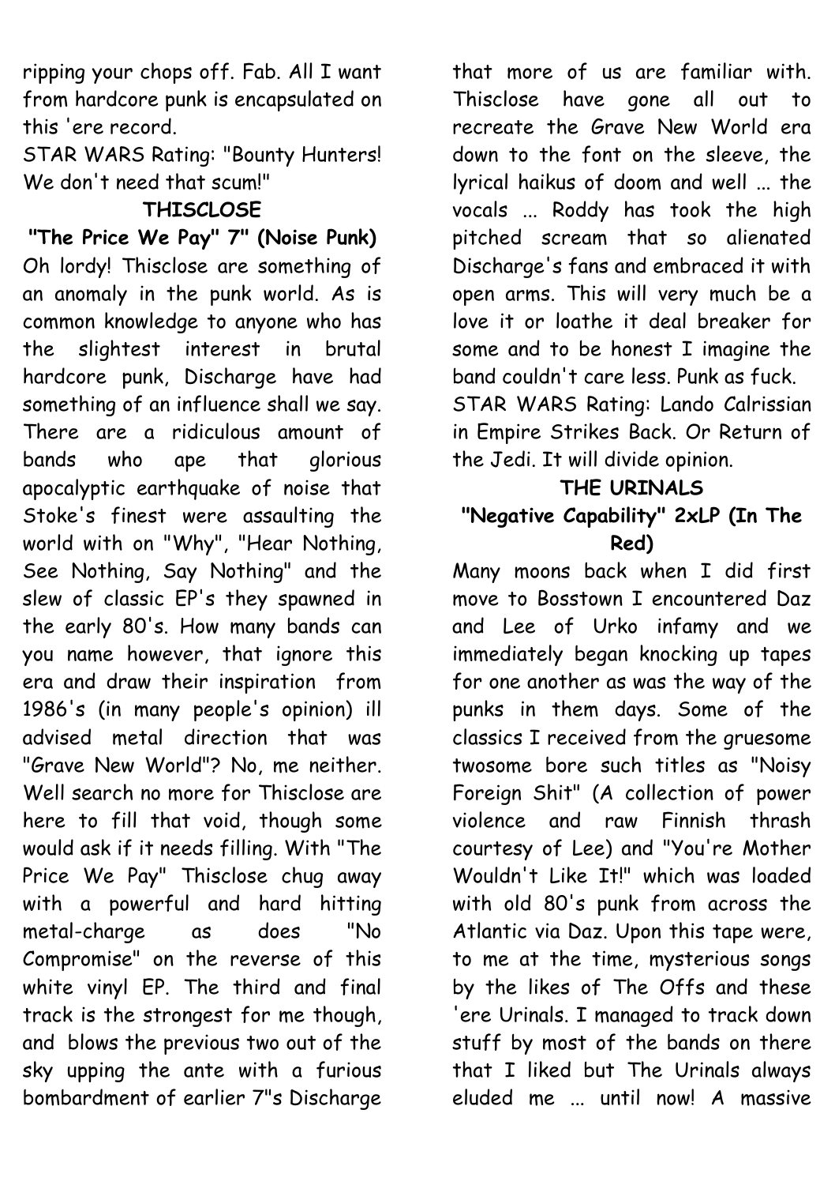ripping your chops off. Fab. All I want from hardcore punk is encapsulated on this 'ere record.

STAR WARS Rating: "Bounty Hunters! We don't need that scum!"

**THISCLOSE**

**"The Price We Pay" 7" (Noise Punk)**

Oh lordy! Thisclose are something of an anomaly in the punk world. As is common knowledge to anyone who has the slightest interest in brutal hardcore punk, Discharge have had something of an influence shall we say. There are a ridiculous amount of bands who ape that glorious apocalyptic earthquake of noise that Stoke's finest were assaulting the world with on "Why", "Hear Nothing, See Nothing, Say Nothing" and the slew of classic EP's they spawned in the early 80's. How many bands can you name however, that ignore this era and draw their inspiration from 1986's (in many people's opinion) ill advised metal direction that was "Grave New World"? No, me neither. Well search no more for Thisclose are here to fill that void, though some would ask if it needs filling. With "The Price We Pay" Thisclose chug away with a powerful and hard hitting metal-charge as does "No Compromise" on the reverse of this white vinyl EP. The third and final track is the strongest for me though, and blows the previous two out of the sky upping the ante with a furious bombardment of earlier 7"s Discharge that more of us are familiar with. Thisclose have gone all out to recreate the Grave New World era down to the font on the sleeve, the lyrical haikus of doom and well ... the vocals ... Roddy has took the high pitched scream that so alienated Discharge's fans and embraced it with open arms. This will very much be a love it or loathe it deal breaker for some and to be honest I imagine the band couldn't care less. Punk as fuck.

STAR WARS Rating: Lando Calrissian in Empire Strikes Back. Or Return of the Jedi. It will divide opinion.

**THE URINALS**

**"Negative Capability" 2xLP (In The Red)**

Many moons back when I did first move to Bosstown I encountered Daz and Lee of Urko infamy and we immediately began knocking up tapes for one another as was the way of the punks in them days. Some of the classics I received from the gruesome twosome bore such titles as "Noisy Foreign Shit" (A collection of power violence and raw Finnish thrash courtesy of Lee) and "You're Mother Wouldn't Like It!" which was loaded with old 80's punk from across the Atlantic via Daz. Upon this tape were, to me at the time, mysterious songs by the likes of The Offs and these 'ere Urinals. I managed to track down stuff by most of the bands on there that I liked but The Urinals always eluded me ... until now! A massive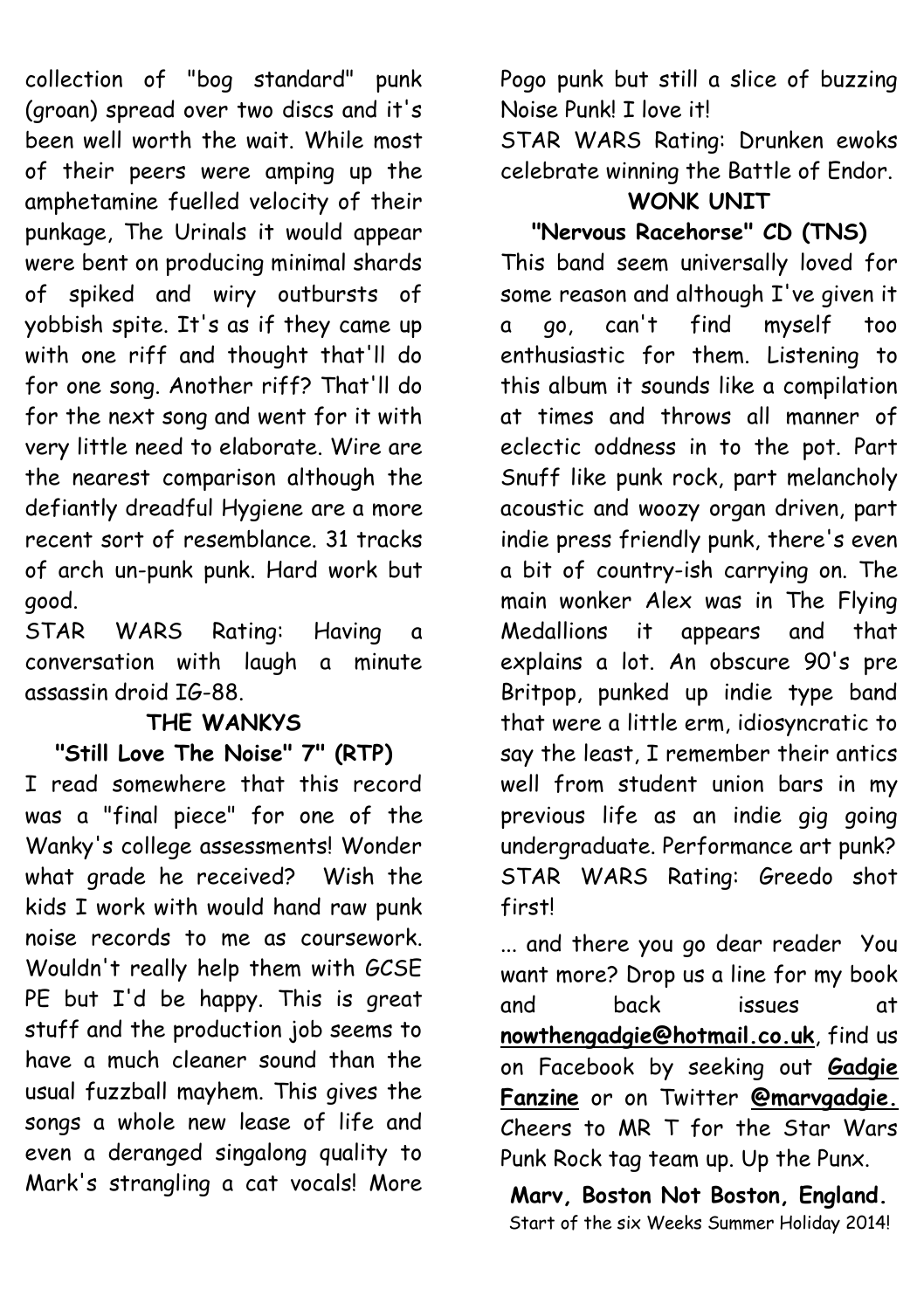collection of "bog standard" punk (groan) spread over two discs and it's been well worth the wait. While most of their peers were amping up the amphetamine fuelled velocity of their punkage, The Urinals it would appear were bent on producing minimal shards of spiked and wiry outbursts of yobbish spite. It's as if they came up with one riff and thought that'll do for one song. Another riff? That'll do for the next song and went for it with very little need to elaborate. Wire are the nearest comparison although the defiantly dreadful Hygiene are a more recent sort of resemblance. 31 tracks of arch un-punk punk. Hard work but good.

STAR WARS Rating: Having a conversation with laugh a minute assassin droid IG-88.

**THE WANKYS**

**"Still Love The Noise" 7" (RTP)**

I read somewhere that this record was a "final piece" for one of the Wanky's college assessments! Wonder what grade he received? Wish the kids I work with would hand raw punk noise records to me as coursework. Wouldn't really help them with GCSE PE but I'd be happy. This is great stuff and the production job seems to have a much cleaner sound than the usual fuzzball mayhem. This gives the songs a whole new lease of life and even a deranged singalong quality to Mark's strangling a cat vocals! More Pogo punk but still a slice of buzzing Noise Punk! I love it!

STAR WARS Rating: Drunken ewoks celebrate winning the Battle of Endor.

**WONK UNIT**

**"Nervous Racehorse" CD (TNS)**

This band seem universally loved for some reason and although I've given it a go, can't find myself too enthusiastic for them. Listening to this album it sounds like a compilation at times and throws all manner of eclectic oddness in to the pot. Part Snuff like punk rock, part melancholy acoustic and woozy organ driven, part indie press friendly punk, there's even a bit of country-ish carrying on. The main wonker Alex was in The Flying Medallions it appears and that explains a lot. An obscure 90's pre Britpop, punked up indie type band that were a little erm, idiosyncratic to say the least, I remember their antics well from student union bars in my previous life as an indie gig going undergraduate. Performance art punk?

STAR WARS Rating: Greedo shot first!

... and there you go dear reader You want more? Drop us a line for my book and back issues at **nowthengadgie@hotmail.co.uk**, find us on Facebook by seeking out **Gadgie Fanzine** or on Twitter **@marvgadgie.** Cheers to MR T for the Star Wars Punk Rock tag team up. Up the Punx.

**Marv, Boston Not Boston, England.**

Start of the six Weeks Summer Holiday 2014!